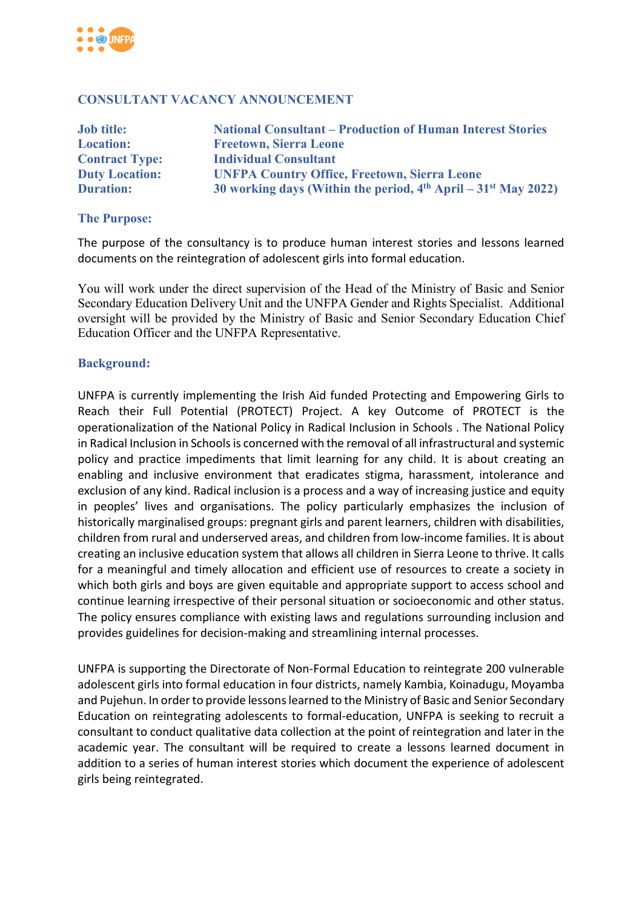## CONSULTANT VACANCY ANNOUNCEMENT

| | |
|---|---|
| **Job title:** | **National Consultant – Production of Human Interest Stories** |
| **Location:** | **Freetown, Sierra Leone** |
| **Contract Type:** | **Individual Consultant** |
| **Duty Location:** | **UNFPA Country Office, Freetown, Sierra Leone** |
| **Duration:** | **30 working days (Within the period, 4th April – 31st May 2022)** |

### The Purpose:

The purpose of the consultancy is to produce human interest stories and lessons learned documents on the reintegration of adolescent girls into formal education.

You will work under the direct supervision of the Head of the Ministry of Basic and Senior Secondary Education Delivery Unit and the UNFPA Gender and Rights Specialist. Additional oversight will be provided by the Ministry of Basic and Senior Secondary Education Chief Education Officer and the UNFPA Representative.

### Background:

UNFPA is currently implementing the Irish Aid funded Protecting and Empowering Girls to Reach their Full Potential (PROTECT) Project. A key Outcome of PROTECT is the operationalization of the National Policy in Radical Inclusion in Schools . The National Policy in Radical Inclusion in Schools is concerned with the removal of all infrastructural and systemic policy and practice impediments that limit learning for any child. It is about creating an enabling and inclusive environment that eradicates stigma, harassment, intolerance and exclusion of any kind. Radical inclusion is a process and a way of increasing justice and equity in peoples' lives and organisations. The policy particularly emphasizes the inclusion of historically marginalised groups: pregnant girls and parent learners, children with disabilities, children from rural and underserved areas, and children from low-income families. It is about creating an inclusive education system that allows all children in Sierra Leone to thrive. It calls for a meaningful and timely allocation and efficient use of resources to create a society in which both girls and boys are given equitable and appropriate support to access school and continue learning irrespective of their personal situation or socioeconomic and other status. The policy ensures compliance with existing laws and regulations surrounding inclusion and provides guidelines for decision-making and streamlining internal processes.

UNFPA is supporting the Directorate of Non-Formal Education to reintegrate 200 vulnerable adolescent girls into formal education in four districts, namely Kambia, Koinadugu, Moyamba and Pujehun. In order to provide lessons learned to the Ministry of Basic and Senior Secondary Education on reintegrating adolescents to formal-education, UNFPA is seeking to recruit a consultant to conduct qualitative data collection at the point of reintegration and later in the academic year. The consultant will be required to create a lessons learned document in addition to a series of human interest stories which document the experience of adolescent girls being reintegrated.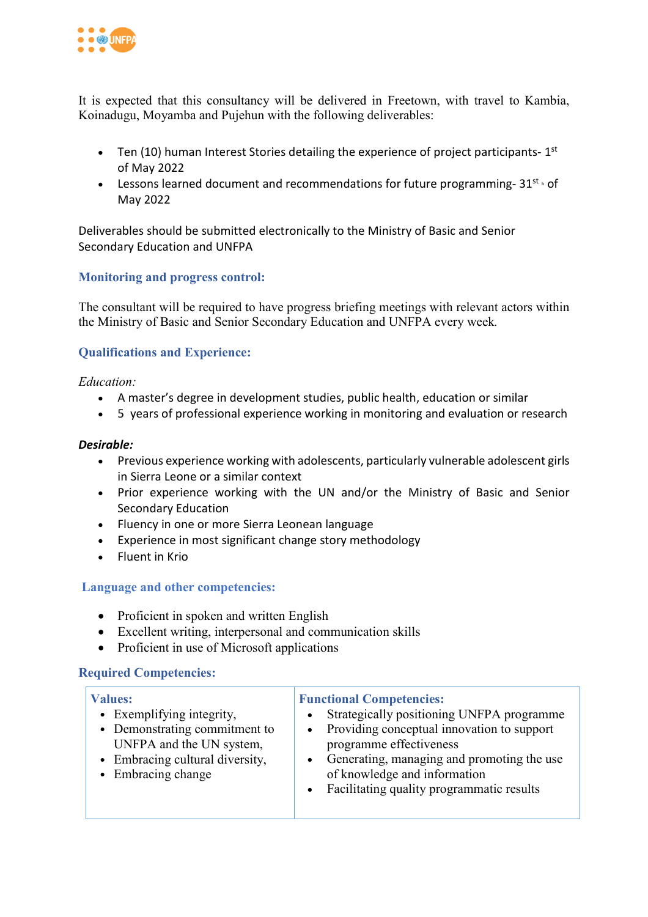It is expected that this consultancy will be delivered in Freetown, with travel to Kambia, Koinadugu, Moyamba and Pujehun with the following deliverables:

- Ten (10) human Interest Stories detailing the experience of project participants- 1st of May 2022
- Lessons learned document and recommendations for future programming- 31st of May 2022

Deliverables should be submitted electronically to the Ministry of Basic and Senior Secondary Education and UNFPA

### Monitoring and progress control:

The consultant will be required to have progress briefing meetings with relevant actors within the Ministry of Basic and Senior Secondary Education and UNFPA every week.

### Qualifications and Experience:

*Education:*

- A master's degree in development studies, public health, education or similar
- 5 years of professional experience working in monitoring and evaluation or research

***Desirable:***

- Previous experience working with adolescents, particularly vulnerable adolescent girls in Sierra Leone or a similar context
- Prior experience working with the UN and/or the Ministry of Basic and Senior Secondary Education
- Fluency in one or more Sierra Leonean language
- Experience in most significant change story methodology
- Fluent in Krio

### Language and other competencies:

- Proficient in spoken and written English
- Excellent writing, interpersonal and communication skills
- Proficient in use of Microsoft applications

### Required Competencies:

| **Values:** | **Functional Competencies:** |
|---|---|
| • Exemplifying integrity,<br>• Demonstrating commitment to UNFPA and the UN system,<br>• Embracing cultural diversity,<br>• Embracing change | • Strategically positioning UNFPA programme<br>• Providing conceptual innovation to support programme effectiveness<br>• Generating, managing and promoting the use of knowledge and information<br>• Facilitating quality programmatic results |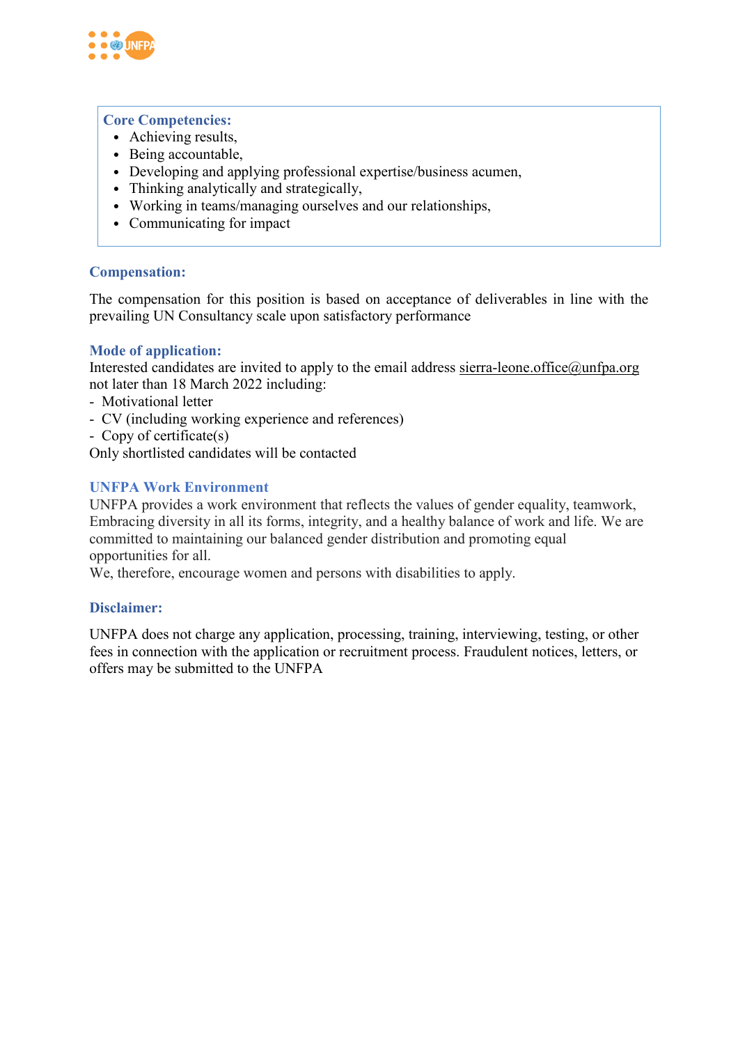**Core Competencies:**

- Achieving results,
- Being accountable,
- Developing and applying professional expertise/business acumen,
- Thinking analytically and strategically,
- Working in teams/managing ourselves and our relationships,
- Communicating for impact

**Compensation:**

The compensation for this position is based on acceptance of deliverables in line with the prevailing UN Consultancy scale upon satisfactory performance

**Mode of application:**

Interested candidates are invited to apply to the email address sierra-leone.office@unfpa.org not later than 18 March 2022 including:

- Motivational letter
- CV (including working experience and references)
- Copy of certificate(s)

Only shortlisted candidates will be contacted

**UNFPA Work Environment**

UNFPA provides a work environment that reflects the values of gender equality, teamwork, Embracing diversity in all its forms, integrity, and a healthy balance of work and life. We are committed to maintaining our balanced gender distribution and promoting equal opportunities for all.
We, therefore, encourage women and persons with disabilities to apply.

**Disclaimer:**

UNFPA does not charge any application, processing, training, interviewing, testing, or other fees in connection with the application or recruitment process. Fraudulent notices, letters, or offers may be submitted to the UNFPA